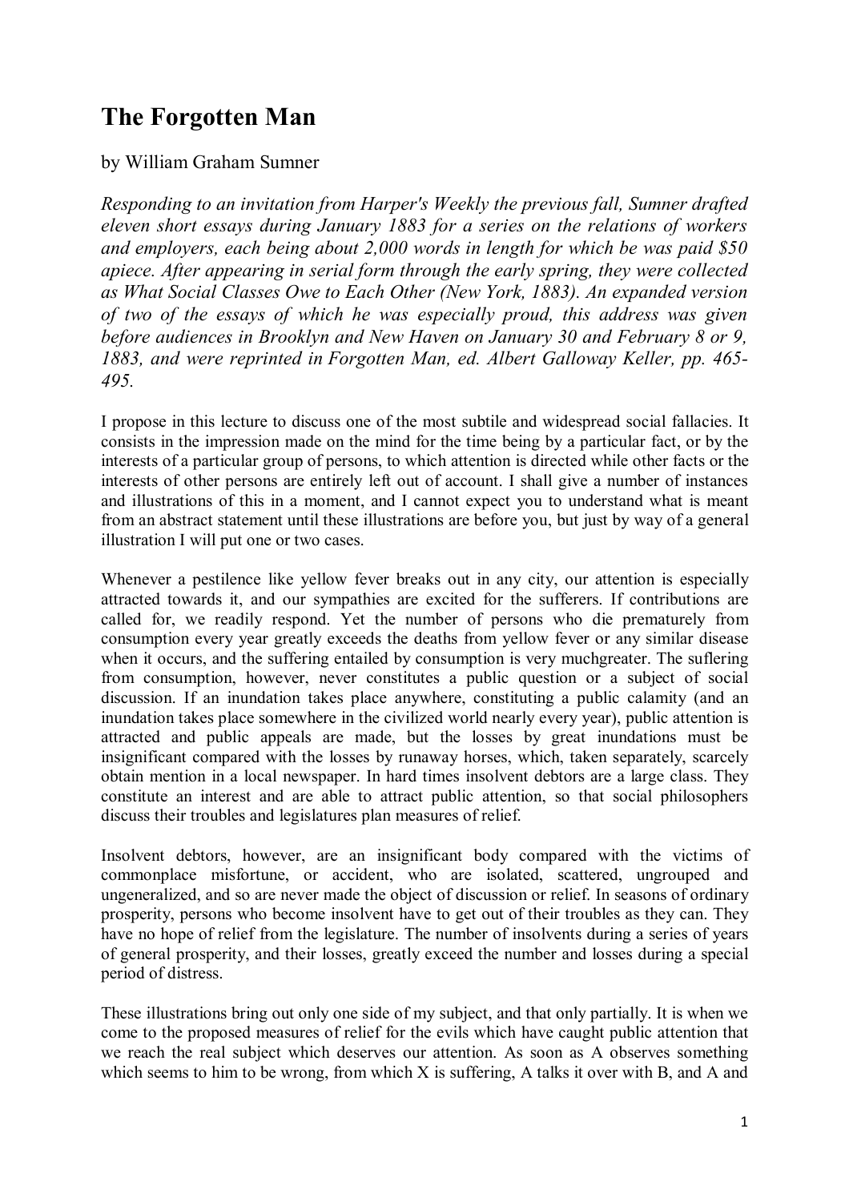# The Forgotten Man

by William Graham Sumner

*Responding to an invitation from Harper's Weekly the previous fall, Sumner drafted eleven short essays during January 1883 for a series on the relations of workers and employers, each being about 2,000 words in length for which be was paid $50 apiece. After appearing in serial form through the early spring, they were collected as What Social Classes Owe to Each Other (New York, 1883). An expanded version of two of the essays of which he was especially proud, this address was given before audiences in Brooklyn and New Haven on January 30 and February 8 or 9, 1883, and were reprinted in Forgotten Man, ed. Albert Galloway Keller, pp. 465-495.*

I propose in this lecture to discuss one of the most subtile and widespread social fallacies. It consists in the impression made on the mind for the time being by a particular fact, or by the interests of a particular group of persons, to which attention is directed while other facts or the interests of other persons are entirely left out of account. I shall give a number of instances and illustrations of this in a moment, and I cannot expect you to understand what is meant from an abstract statement until these illustrations are before you, but just by way of a general illustration I will put one or two cases.

Whenever a pestilence like yellow fever breaks out in any city, our attention is especially attracted towards it, and our sympathies are excited for the sufferers. If contributions are called for, we readily respond. Yet the number of persons who die prematurely from consumption every year greatly exceeds the deaths from yellow fever or any similar disease when it occurs, and the suffering entailed by consumption is very muchgreater. The suflering from consumption, however, never constitutes a public question or a subject of social discussion. If an inundation takes place anywhere, constituting a public calamity (and an inundation takes place somewhere in the civilized world nearly every year), public attention is attracted and public appeals are made, but the losses by great inundations must be insignificant compared with the losses by runaway horses, which, taken separately, scarcely obtain mention in a local newspaper. In hard times insolvent debtors are a large class. They constitute an interest and are able to attract public attention, so that social philosophers discuss their troubles and legislatures plan measures of relief.

Insolvent debtors, however, are an insignificant body compared with the victims of commonplace misfortune, or accident, who are isolated, scattered, ungrouped and ungeneralized, and so are never made the object of discussion or relief. In seasons of ordinary prosperity, persons who become insolvent have to get out of their troubles as they can. They have no hope of relief from the legislature. The number of insolvents during a series of years of general prosperity, and their losses, greatly exceed the number and losses during a special period of distress.

These illustrations bring out only one side of my subject, and that only partially. It is when we come to the proposed measures of relief for the evils which have caught public attention that we reach the real subject which deserves our attention. As soon as A observes something which seems to him to be wrong, from which X is suffering, A talks it over with B, and A and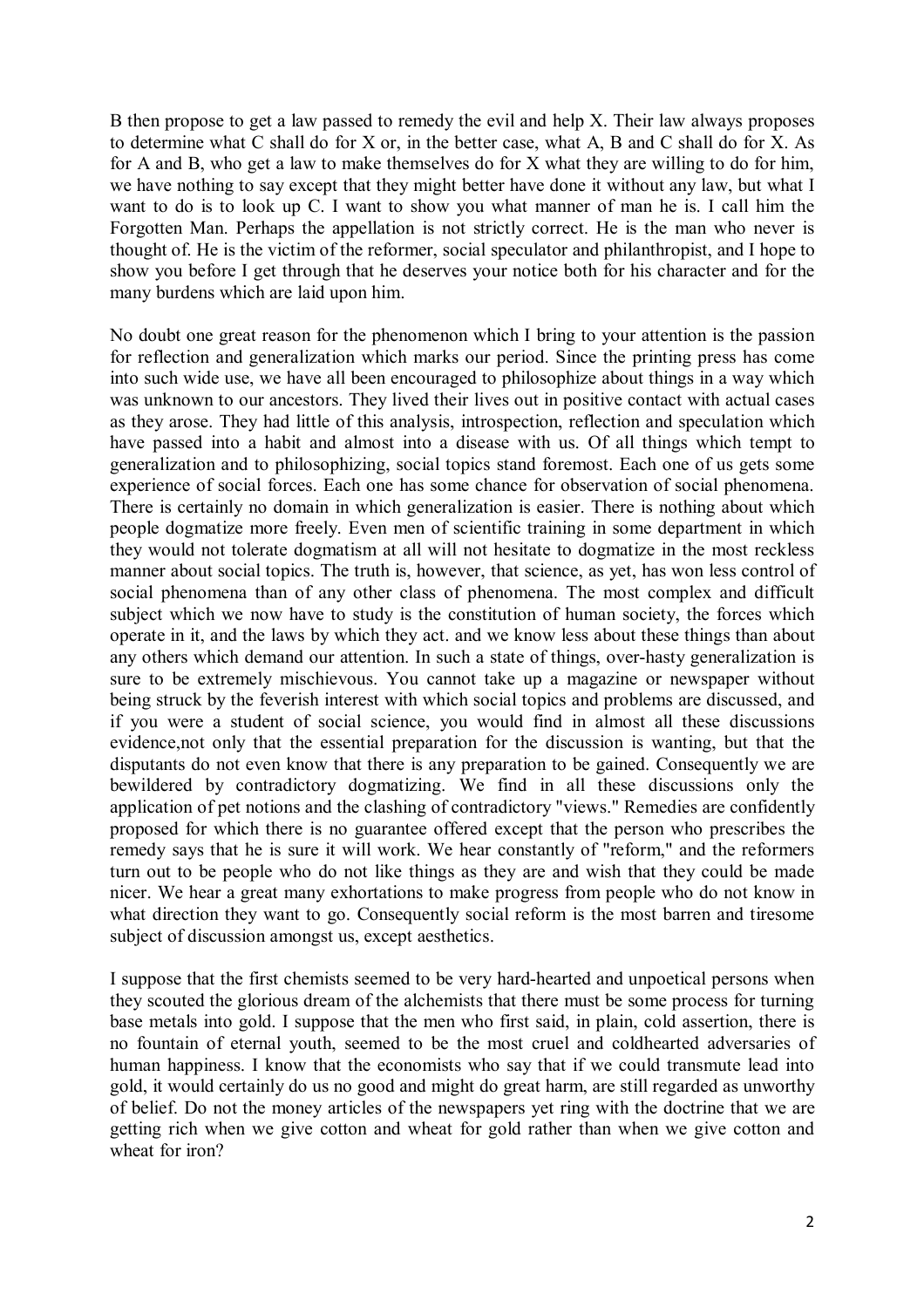B then propose to get a law passed to remedy the evil and help X. Their law always proposes to determine what C shall do for X or, in the better case, what A, B and C shall do for X. As for A and B, who get a law to make themselves do for X what they are willing to do for him, we have nothing to say except that they might better have done it without any law, but what I want to do is to look up C. I want to show you what manner of man he is. I call him the Forgotten Man. Perhaps the appellation is not strictly correct. He is the man who never is thought of. He is the victim of the reformer, social speculator and philanthropist, and I hope to show you before I get through that he deserves your notice both for his character and for the many burdens which are laid upon him.

No doubt one great reason for the phenomenon which I bring to your attention is the passion for reflection and generalization which marks our period. Since the printing press has come into such wide use, we have all been encouraged to philosophize about things in a way which was unknown to our ancestors. They lived their lives out in positive contact with actual cases as they arose. They had little of this analysis, introspection, reflection and speculation which have passed into a habit and almost into a disease with us. Of all things which tempt to generalization and to philosophizing, social topics stand foremost. Each one of us gets some experience of social forces. Each one has some chance for observation of social phenomena. There is certainly no domain in which generalization is easier. There is nothing about which people dogmatize more freely. Even men of scientific training in some department in which they would not tolerate dogmatism at all will not hesitate to dogmatize in the most reckless manner about social topics. The truth is, however, that science, as yet, has won less control of social phenomena than of any other class of phenomena. The most complex and difficult subject which we now have to study is the constitution of human society, the forces which operate in it, and the laws by which they act. and we know less about these things than about any others which demand our attention. In such a state of things, over-hasty generalization is sure to be extremely mischievous. You cannot take up a magazine or newspaper without being struck by the feverish interest with which social topics and problems are discussed, and if you were a student of social science, you would find in almost all these discussions evidence,not only that the essential preparation for the discussion is wanting, but that the disputants do not even know that there is any preparation to be gained. Consequently we are bewildered by contradictory dogmatizing. We find in all these discussions only the application of pet notions and the clashing of contradictory "views." Remedies are confidently proposed for which there is no guarantee offered except that the person who prescribes the remedy says that he is sure it will work. We hear constantly of "reform," and the reformers turn out to be people who do not like things as they are and wish that they could be made nicer. We hear a great many exhortations to make progress from people who do not know in what direction they want to go. Consequently social reform is the most barren and tiresome subject of discussion amongst us, except aesthetics.

I suppose that the first chemists seemed to be very hard-hearted and unpoetical persons when they scouted the glorious dream of the alchemists that there must be some process for turning base metals into gold. I suppose that the men who first said, in plain, cold assertion, there is no fountain of eternal youth, seemed to be the most cruel and coldhearted adversaries of human happiness. I know that the economists who say that if we could transmute lead into gold, it would certainly do us no good and might do great harm, are still regarded as unworthy of belief. Do not the money articles of the newspapers yet ring with the doctrine that we are getting rich when we give cotton and wheat for gold rather than when we give cotton and wheat for iron?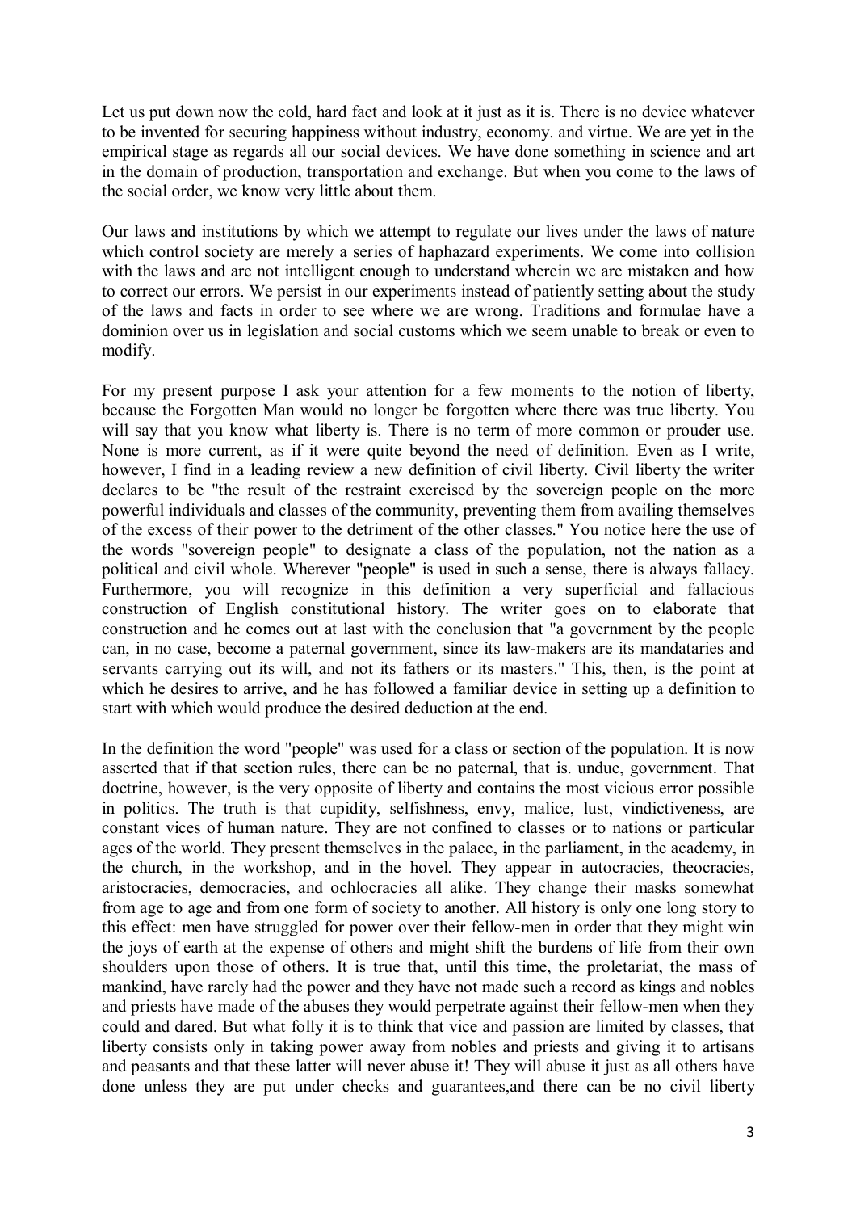Let us put down now the cold, hard fact and look at it just as it is. There is no device whatever to be invented for securing happiness without industry, economy. and virtue. We are yet in the empirical stage as regards all our social devices. We have done something in science and art in the domain of production, transportation and exchange. But when you come to the laws of the social order, we know very little about them.

Our laws and institutions by which we attempt to regulate our lives under the laws of nature which control society are merely a series of haphazard experiments. We come into collision with the laws and are not intelligent enough to understand wherein we are mistaken and how to correct our errors. We persist in our experiments instead of patiently setting about the study of the laws and facts in order to see where we are wrong. Traditions and formulae have a dominion over us in legislation and social customs which we seem unable to break or even to modify.

For my present purpose I ask your attention for a few moments to the notion of liberty, because the Forgotten Man would no longer be forgotten where there was true liberty. You will say that you know what liberty is. There is no term of more common or prouder use. None is more current, as if it were quite beyond the need of definition. Even as I write, however, I find in a leading review a new definition of civil liberty. Civil liberty the writer declares to be "the result of the restraint exercised by the sovereign people on the more powerful individuals and classes of the community, preventing them from availing themselves of the excess of their power to the detriment of the other classes." You notice here the use of the words "sovereign people" to designate a class of the population, not the nation as a political and civil whole. Wherever "people" is used in such a sense, there is always fallacy. Furthermore, you will recognize in this definition a very superficial and fallacious construction of English constitutional history. The writer goes on to elaborate that construction and he comes out at last with the conclusion that "a government by the people can, in no case, become a paternal government, since its law-makers are its mandataries and servants carrying out its will, and not its fathers or its masters." This, then, is the point at which he desires to arrive, and he has followed a familiar device in setting up a definition to start with which would produce the desired deduction at the end.

In the definition the word "people" was used for a class or section of the population. It is now asserted that if that section rules, there can be no paternal, that is. undue, government. That doctrine, however, is the very opposite of liberty and contains the most vicious error possible in politics. The truth is that cupidity, selfishness, envy, malice, lust, vindictiveness, are constant vices of human nature. They are not confined to classes or to nations or particular ages of the world. They present themselves in the palace, in the parliament, in the academy, in the church, in the workshop, and in the hovel. They appear in autocracies, theocracies, aristocracies, democracies, and ochlocracies all alike. They change their masks somewhat from age to age and from one form of society to another. All history is only one long story to this effect: men have struggled for power over their fellow-men in order that they might win the joys of earth at the expense of others and might shift the burdens of life from their own shoulders upon those of others. It is true that, until this time, the proletariat, the mass of mankind, have rarely had the power and they have not made such a record as kings and nobles and priests have made of the abuses they would perpetrate against their fellow-men when they could and dared. But what folly it is to think that vice and passion are limited by classes, that liberty consists only in taking power away from nobles and priests and giving it to artisans and peasants and that these latter will never abuse it! They will abuse it just as all others have done unless they are put under checks and guarantees,and there can be no civil liberty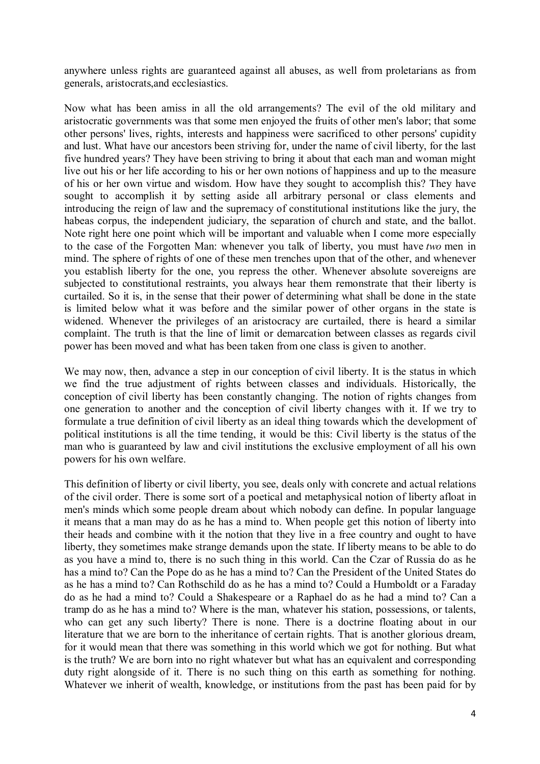anywhere unless rights are guaranteed against all abuses, as well from proletarians as from generals, aristocrats,and ecclesiastics.

Now what has been amiss in all the old arrangements? The evil of the old military and aristocratic governments was that some men enjoyed the fruits of other men's labor; that some other persons' lives, rights, interests and happiness were sacrificed to other persons' cupidity and lust. What have our ancestors been striving for, under the name of civil liberty, for the last five hundred years? They have been striving to bring it about that each man and woman might live out his or her life according to his or her own notions of happiness and up to the measure of his or her own virtue and wisdom. How have they sought to accomplish this? They have sought to accomplish it by setting aside all arbitrary personal or class elements and introducing the reign of law and the supremacy of constitutional institutions like the jury, the habeas corpus, the independent judiciary, the separation of church and state, and the ballot. Note right here one point which will be important and valuable when I come more especially to the case of the Forgotten Man: whenever you talk of liberty, you must have *two* men in mind. The sphere of rights of one of these men trenches upon that of the other, and whenever you establish liberty for the one, you repress the other. Whenever absolute sovereigns are subjected to constitutional restraints, you always hear them remonstrate that their liberty is curtailed. So it is, in the sense that their power of determining what shall be done in the state is limited below what it was before and the similar power of other organs in the state is widened. Whenever the privileges of an aristocracy are curtailed, there is heard a similar complaint. The truth is that the line of limit or demarcation between classes as regards civil power has been moved and what has been taken from one class is given to another.

We may now, then, advance a step in our conception of civil liberty. It is the status in which we find the true adjustment of rights between classes and individuals. Historically, the conception of civil liberty has been constantly changing. The notion of rights changes from one generation to another and the conception of civil liberty changes with it. If we try to formulate a true definition of civil liberty as an ideal thing towards which the development of political institutions is all the time tending, it would be this: Civil liberty is the status of the man who is guaranteed by law and civil institutions the exclusive employment of all his own powers for his own welfare.

This definition of liberty or civil liberty, you see, deals only with concrete and actual relations of the civil order. There is some sort of a poetical and metaphysical notion of liberty afloat in men's minds which some people dream about which nobody can define. In popular language it means that a man may do as he has a mind to. When people get this notion of liberty into their heads and combine with it the notion that they live in a free country and ought to have liberty, they sometimes make strange demands upon the state. If liberty means to be able to do as you have a mind to, there is no such thing in this world. Can the Czar of Russia do as he has a mind to? Can the Pope do as he has a mind to? Can the President of the United States do as he has a mind to? Can Rothschild do as he has a mind to? Could a Humboldt or a Faraday do as he had a mind to? Could a Shakespeare or a Raphael do as he had a mind to? Can a tramp do as he has a mind to? Where is the man, whatever his station, possessions, or talents, who can get any such liberty? There is none. There is a doctrine floating about in our literature that we are born to the inheritance of certain rights. That is another glorious dream, for it would mean that there was something in this world which we got for nothing. But what is the truth? We are born into no right whatever but what has an equivalent and corresponding duty right alongside of it. There is no such thing on this earth as something for nothing. Whatever we inherit of wealth, knowledge, or institutions from the past has been paid for by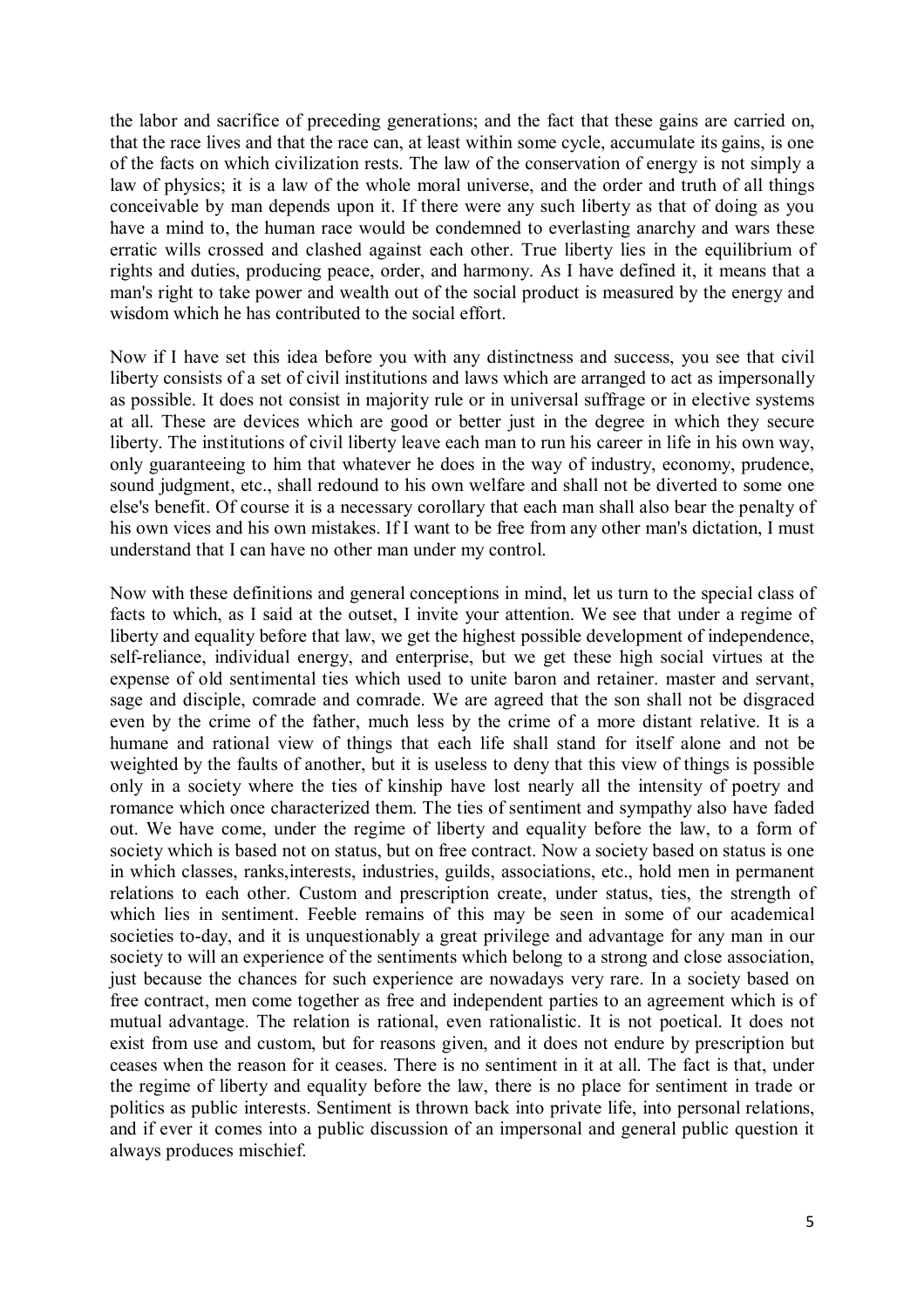the labor and sacrifice of preceding generations; and the fact that these gains are carried on, that the race lives and that the race can, at least within some cycle, accumulate its gains, is one of the facts on which civilization rests. The law of the conservation of energy is not simply a law of physics; it is a law of the whole moral universe, and the order and truth of all things conceivable by man depends upon it. If there were any such liberty as that of doing as you have a mind to, the human race would be condemned to everlasting anarchy and wars these erratic wills crossed and clashed against each other. True liberty lies in the equilibrium of rights and duties, producing peace, order, and harmony. As I have defined it, it means that a man's right to take power and wealth out of the social product is measured by the energy and wisdom which he has contributed to the social effort.

Now if I have set this idea before you with any distinctness and success, you see that civil liberty consists of a set of civil institutions and laws which are arranged to act as impersonally as possible. It does not consist in majority rule or in universal suffrage or in elective systems at all. These are devices which are good or better just in the degree in which they secure liberty. The institutions of civil liberty leave each man to run his career in life in his own way, only guaranteeing to him that whatever he does in the way of industry, economy, prudence, sound judgment, etc., shall redound to his own welfare and shall not be diverted to some one else's benefit. Of course it is a necessary corollary that each man shall also bear the penalty of his own vices and his own mistakes. If I want to be free from any other man's dictation, I must understand that I can have no other man under my control.

Now with these definitions and general conceptions in mind, let us turn to the special class of facts to which, as I said at the outset, I invite your attention. We see that under a regime of liberty and equality before that law, we get the highest possible development of independence, self-reliance, individual energy, and enterprise, but we get these high social virtues at the expense of old sentimental ties which used to unite baron and retainer. master and servant, sage and disciple, comrade and comrade. We are agreed that the son shall not be disgraced even by the crime of the father, much less by the crime of a more distant relative. It is a humane and rational view of things that each life shall stand for itself alone and not be weighted by the faults of another, but it is useless to deny that this view of things is possible only in a society where the ties of kinship have lost nearly all the intensity of poetry and romance which once characterized them. The ties of sentiment and sympathy also have faded out. We have come, under the regime of liberty and equality before the law, to a form of society which is based not on status, but on free contract. Now a society based on status is one in which classes, ranks,interests, industries, guilds, associations, etc., hold men in permanent relations to each other. Custom and prescription create, under status, ties, the strength of which lies in sentiment. Feeble remains of this may be seen in some of our academical societies to-day, and it is unquestionably a great privilege and advantage for any man in our society to will an experience of the sentiments which belong to a strong and close association, just because the chances for such experience are nowadays very rare. In a society based on free contract, men come together as free and independent parties to an agreement which is of mutual advantage. The relation is rational, even rationalistic. It is not poetical. It does not exist from use and custom, but for reasons given, and it does not endure by prescription but ceases when the reason for it ceases. There is no sentiment in it at all. The fact is that, under the regime of liberty and equality before the law, there is no place for sentiment in trade or politics as public interests. Sentiment is thrown back into private life, into personal relations, and if ever it comes into a public discussion of an impersonal and general public question it always produces mischief.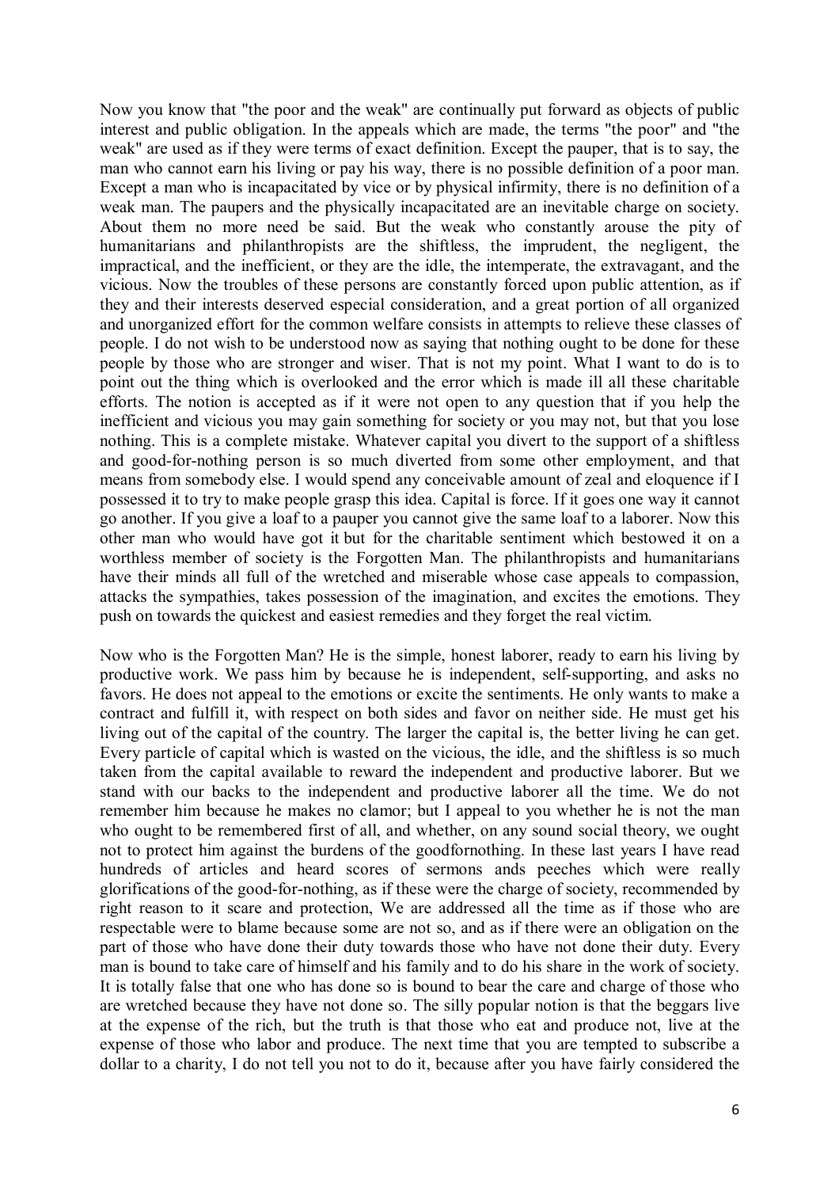Now you know that "the poor and the weak" are continually put forward as objects of public interest and public obligation. In the appeals which are made, the terms "the poor" and "the weak" are used as if they were terms of exact definition. Except the pauper, that is to say, the man who cannot earn his living or pay his way, there is no possible definition of a poor man. Except a man who is incapacitated by vice or by physical infirmity, there is no definition of a weak man. The paupers and the physically incapacitated are an inevitable charge on society. About them no more need be said. But the weak who constantly arouse the pity of humanitarians and philanthropists are the shiftless, the imprudent, the negligent, the impractical, and the inefficient, or they are the idle, the intemperate, the extravagant, and the vicious. Now the troubles of these persons are constantly forced upon public attention, as if they and their interests deserved especial consideration, and a great portion of all organized and unorganized effort for the common welfare consists in attempts to relieve these classes of people. I do not wish to be understood now as saying that nothing ought to be done for these people by those who are stronger and wiser. That is not my point. What I want to do is to point out the thing which is overlooked and the error which is made ill all these charitable efforts. The notion is accepted as if it were not open to any question that if you help the inefficient and vicious you may gain something for society or you may not, but that you lose nothing. This is a complete mistake. Whatever capital you divert to the support of a shiftless and good-for-nothing person is so much diverted from some other employment, and that means from somebody else. I would spend any conceivable amount of zeal and eloquence if I possessed it to try to make people grasp this idea. Capital is force. If it goes one way it cannot go another. If you give a loaf to a pauper you cannot give the same loaf to a laborer. Now this other man who would have got it but for the charitable sentiment which bestowed it on a worthless member of society is the Forgotten Man. The philanthropists and humanitarians have their minds all full of the wretched and miserable whose case appeals to compassion, attacks the sympathies, takes possession of the imagination, and excites the emotions. They push on towards the quickest and easiest remedies and they forget the real victim.

Now who is the Forgotten Man? He is the simple, honest laborer, ready to earn his living by productive work. We pass him by because he is independent, self-supporting, and asks no favors. He does not appeal to the emotions or excite the sentiments. He only wants to make a contract and fulfill it, with respect on both sides and favor on neither side. He must get his living out of the capital of the country. The larger the capital is, the better living he can get. Every particle of capital which is wasted on the vicious, the idle, and the shiftless is so much taken from the capital available to reward the independent and productive laborer. But we stand with our backs to the independent and productive laborer all the time. We do not remember him because he makes no clamor; but I appeal to you whether he is not the man who ought to be remembered first of all, and whether, on any sound social theory, we ought not to protect him against the burdens of the goodfornothing. In these last years I have read hundreds of articles and heard scores of sermons ands peeches which were really glorifications of the good-for-nothing, as if these were the charge of society, recommended by right reason to it scare and protection, We are addressed all the time as if those who are respectable were to blame because some are not so, and as if there were an obligation on the part of those who have done their duty towards those who have not done their duty. Every man is bound to take care of himself and his family and to do his share in the work of society. It is totally false that one who has done so is bound to bear the care and charge of those who are wretched because they have not done so. The silly popular notion is that the beggars live at the expense of the rich, but the truth is that those who eat and produce not, live at the expense of those who labor and produce. The next time that you are tempted to subscribe a dollar to a charity, I do not tell you not to do it, because after you have fairly considered the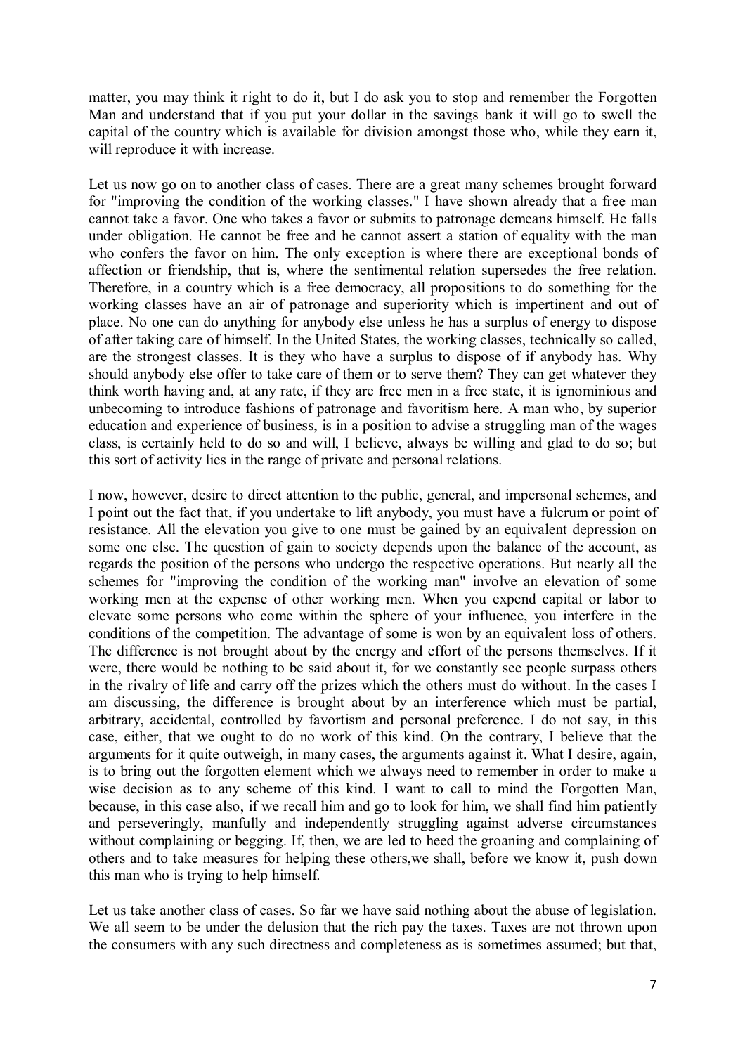matter, you may think it right to do it, but I do ask you to stop and remember the Forgotten Man and understand that if you put your dollar in the savings bank it will go to swell the capital of the country which is available for division amongst those who, while they earn it, will reproduce it with increase.

Let us now go on to another class of cases. There are a great many schemes brought forward for "improving the condition of the working classes." I have shown already that a free man cannot take a favor. One who takes a favor or submits to patronage demeans himself. He falls under obligation. He cannot be free and he cannot assert a station of equality with the man who confers the favor on him. The only exception is where there are exceptional bonds of affection or friendship, that is, where the sentimental relation supersedes the free relation. Therefore, in a country which is a free democracy, all propositions to do something for the working classes have an air of patronage and superiority which is impertinent and out of place. No one can do anything for anybody else unless he has a surplus of energy to dispose of after taking care of himself. In the United States, the working classes, technically so called, are the strongest classes. It is they who have a surplus to dispose of if anybody has. Why should anybody else offer to take care of them or to serve them? They can get whatever they think worth having and, at any rate, if they are free men in a free state, it is ignominious and unbecoming to introduce fashions of patronage and favoritism here. A man who, by superior education and experience of business, is in a position to advise a struggling man of the wages class, is certainly held to do so and will, I believe, always be willing and glad to do so; but this sort of activity lies in the range of private and personal relations.

I now, however, desire to direct attention to the public, general, and impersonal schemes, and I point out the fact that, if you undertake to lift anybody, you must have a fulcrum or point of resistance. All the elevation you give to one must be gained by an equivalent depression on some one else. The question of gain to society depends upon the balance of the account, as regards the position of the persons who undergo the respective operations. But nearly all the schemes for "improving the condition of the working man" involve an elevation of some working men at the expense of other working men. When you expend capital or labor to elevate some persons who come within the sphere of your influence, you interfere in the conditions of the competition. The advantage of some is won by an equivalent loss of others. The difference is not brought about by the energy and effort of the persons themselves. If it were, there would be nothing to be said about it, for we constantly see people surpass others in the rivalry of life and carry off the prizes which the others must do without. In the cases I am discussing, the difference is brought about by an interference which must be partial, arbitrary, accidental, controlled by favortism and personal preference. I do not say, in this case, either, that we ought to do no work of this kind. On the contrary, I believe that the arguments for it quite outweigh, in many cases, the arguments against it. What I desire, again, is to bring out the forgotten element which we always need to remember in order to make a wise decision as to any scheme of this kind. I want to call to mind the Forgotten Man, because, in this case also, if we recall him and go to look for him, we shall find him patiently and perseveringly, manfully and independently struggling against adverse circumstances without complaining or begging. If, then, we are led to heed the groaning and complaining of others and to take measures for helping these others,we shall, before we know it, push down this man who is trying to help himself.

Let us take another class of cases. So far we have said nothing about the abuse of legislation. We all seem to be under the delusion that the rich pay the taxes. Taxes are not thrown upon the consumers with any such directness and completeness as is sometimes assumed; but that,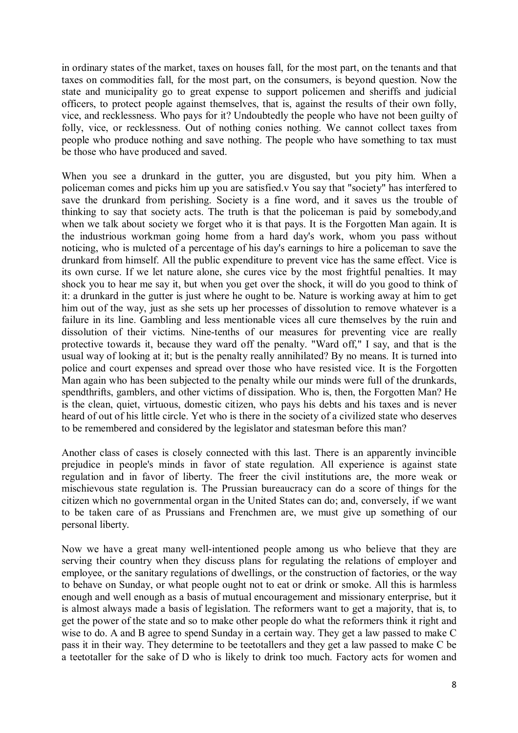in ordinary states of the market, taxes on houses fall, for the most part, on the tenants and that taxes on commodities fall, for the most part, on the consumers, is beyond question. Now the state and municipality go to great expense to support policemen and sheriffs and judicial officers, to protect people against themselves, that is, against the results of their own folly, vice, and recklessness. Who pays for it? Undoubtedly the people who have not been guilty of folly, vice, or recklessness. Out of nothing conies nothing. We cannot collect taxes from people who produce nothing and save nothing. The people who have something to tax must be those who have produced and saved.

When you see a drunkard in the gutter, you are disgusted, but you pity him. When a policeman comes and picks him up you are satisfied.v You say that "society" has interfered to save the drunkard from perishing. Society is a fine word, and it saves us the trouble of thinking to say that society acts. The truth is that the policeman is paid by somebody,and when we talk about society we forget who it is that pays. It is the Forgotten Man again. It is the industrious workman going home from a hard day's work, whom you pass without noticing, who is mulcted of a percentage of his day's earnings to hire a policeman to save the drunkard from himself. All the public expenditure to prevent vice has the same effect. Vice is its own curse. If we let nature alone, she cures vice by the most frightful penalties. It may shock you to hear me say it, but when you get over the shock, it will do you good to think of it: a drunkard in the gutter is just where he ought to be. Nature is working away at him to get him out of the way, just as she sets up her processes of dissolution to remove whatever is a failure in its line. Gambling and less mentionable vices all cure themselves by the ruin and dissolution of their victims. Nine-tenths of our measures for preventing vice are really protective towards it, because they ward off the penalty. "Ward off," I say, and that is the usual way of looking at it; but is the penalty really annihilated? By no means. It is turned into police and court expenses and spread over those who have resisted vice. It is the Forgotten Man again who has been subjected to the penalty while our minds were full of the drunkards, spendthrifts, gamblers, and other victims of dissipation. Who is, then, the Forgotten Man? He is the clean, quiet, virtuous, domestic citizen, who pays his debts and his taxes and is never heard of out of his little circle. Yet who is there in the society of a civilized state who deserves to be remembered and considered by the legislator and statesman before this man?

Another class of cases is closely connected with this last. There is an apparently invincible prejudice in people's minds in favor of state regulation. All experience is against state regulation and in favor of liberty. The freer the civil institutions are, the more weak or mischievous state regulation is. The Prussian bureaucracy can do a score of things for the citizen which no governmental organ in the United States can do; and, conversely, if we want to be taken care of as Prussians and Frenchmen are, we must give up something of our personal liberty.

Now we have a great many well-intentioned people among us who believe that they are serving their country when they discuss plans for regulating the relations of employer and employee, or the sanitary regulations of dwellings, or the construction of factories, or the way to behave on Sunday, or what people ought not to eat or drink or smoke. All this is harmless enough and well enough as a basis of mutual encouragement and missionary enterprise, but it is almost always made a basis of legislation. The reformers want to get a majority, that is, to get the power of the state and so to make other people do what the reformers think it right and wise to do. A and B agree to spend Sunday in a certain way. They get a law passed to make C pass it in their way. They determine to be teetotallers and they get a law passed to make C be a teetotaller for the sake of D who is likely to drink too much. Factory acts for women and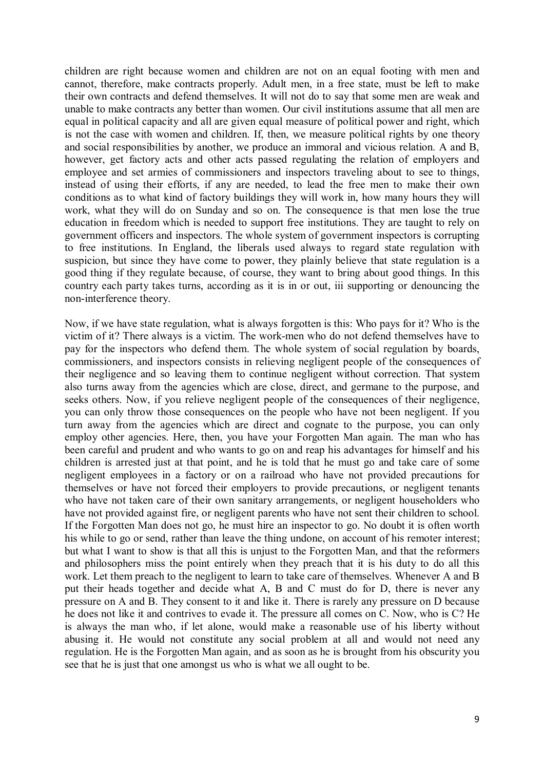children are right because women and children are not on an equal footing with men and cannot, therefore, make contracts properly. Adult men, in a free state, must be left to make their own contracts and defend themselves. It will not do to say that some men are weak and unable to make contracts any better than women. Our civil institutions assume that all men are equal in political capacity and all are given equal measure of political power and right, which is not the case with women and children. If, then, we measure political rights by one theory and social responsibilities by another, we produce an immoral and vicious relation. A and B, however, get factory acts and other acts passed regulating the relation of employers and employee and set armies of commissioners and inspectors traveling about to see to things, instead of using their efforts, if any are needed, to lead the free men to make their own conditions as to what kind of factory buildings they will work in, how many hours they will work, what they will do on Sunday and so on. The consequence is that men lose the true education in freedom which is needed to support free institutions. They are taught to rely on government officers and inspectors. The whole system of government inspectors is corrupting to free institutions. In England, the liberals used always to regard state regulation with suspicion, but since they have come to power, they plainly believe that state regulation is a good thing if they regulate because, of course, they want to bring about good things. In this country each party takes turns, according as it is in or out, iii supporting or denouncing the non-interference theory.

Now, if we have state regulation, what is always forgotten is this: Who pays for it? Who is the victim of it? There always is a victim. The work-men who do not defend themselves have to pay for the inspectors who defend them. The whole system of social regulation by boards, commissioners, and inspectors consists in relieving negligent people of the consequences of their negligence and so leaving them to continue negligent without correction. That system also turns away from the agencies which are close, direct, and germane to the purpose, and seeks others. Now, if you relieve negligent people of the consequences of their negligence, you can only throw those consequences on the people who have not been negligent. If you turn away from the agencies which are direct and cognate to the purpose, you can only employ other agencies. Here, then, you have your Forgotten Man again. The man who has been careful and prudent and who wants to go on and reap his advantages for himself and his children is arrested just at that point, and he is told that he must go and take care of some negligent employees in a factory or on a railroad who have not provided precautions for themselves or have not forced their employers to provide precautions, or negligent tenants who have not taken care of their own sanitary arrangements, or negligent householders who have not provided against fire, or negligent parents who have not sent their children to school. If the Forgotten Man does not go, he must hire an inspector to go. No doubt it is often worth his while to go or send, rather than leave the thing undone, on account of his remoter interest; but what I want to show is that all this is unjust to the Forgotten Man, and that the reformers and philosophers miss the point entirely when they preach that it is his duty to do all this work. Let them preach to the negligent to learn to take care of themselves. Whenever A and B put their heads together and decide what A, B and C must do for D, there is never any pressure on A and B. They consent to it and like it. There is rarely any pressure on D because he does not like it and contrives to evade it. The pressure all comes on C. Now, who is C? He is always the man who, if let alone, would make a reasonable use of his liberty without abusing it. He would not constitute any social problem at all and would not need any regulation. He is the Forgotten Man again, and as soon as he is brought from his obscurity you see that he is just that one amongst us who is what we all ought to be.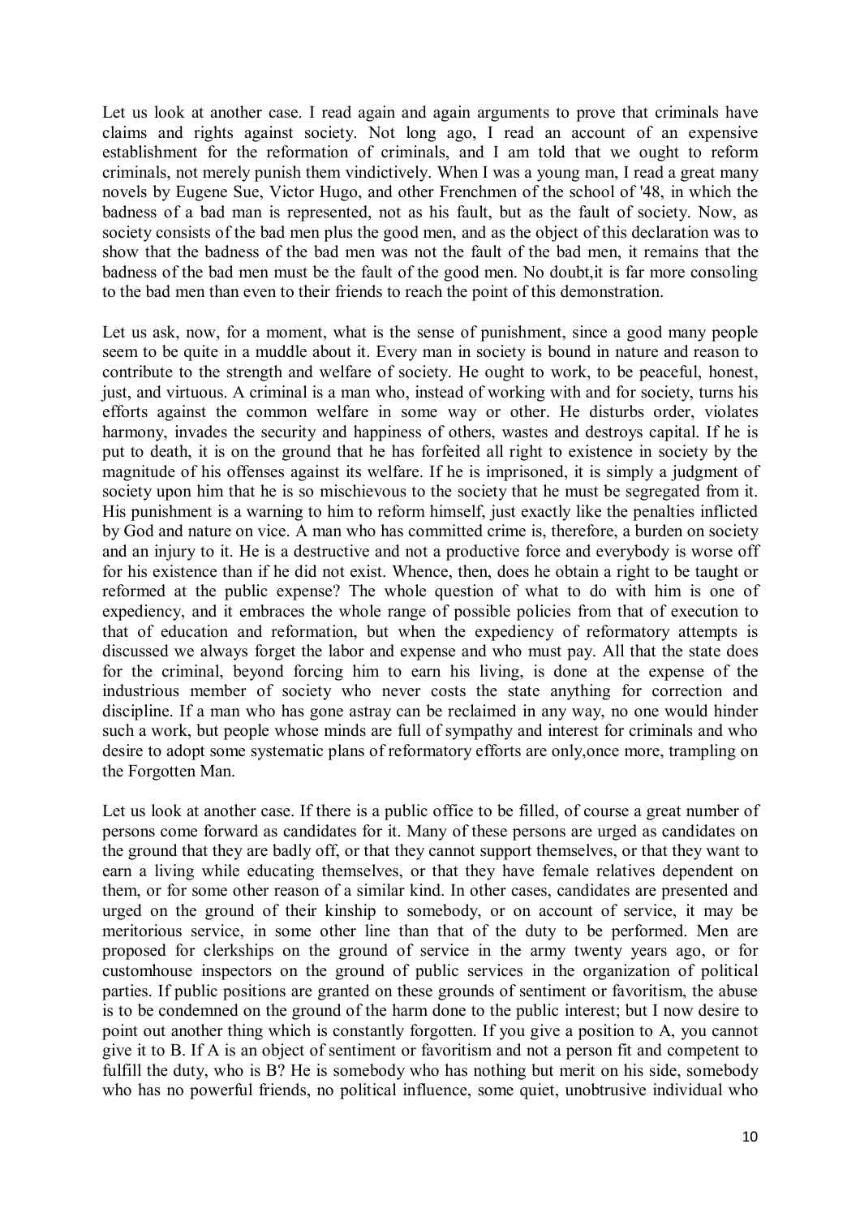Let us look at another case. I read again and again arguments to prove that criminals have claims and rights against society. Not long ago, I read an account of an expensive establishment for the reformation of criminals, and I am told that we ought to reform criminals, not merely punish them vindictively. When I was a young man, I read a great many novels by Eugene Sue, Victor Hugo, and other Frenchmen of the school of '48, in which the badness of a bad man is represented, not as his fault, but as the fault of society. Now, as society consists of the bad men plus the good men, and as the object of this declaration was to show that the badness of the bad men was not the fault of the bad men, it remains that the badness of the bad men must be the fault of the good men. No doubt,it is far more consoling to the bad men than even to their friends to reach the point of this demonstration.

Let us ask, now, for a moment, what is the sense of punishment, since a good many people seem to be quite in a muddle about it. Every man in society is bound in nature and reason to contribute to the strength and welfare of society. He ought to work, to be peaceful, honest, just, and virtuous. A criminal is a man who, instead of working with and for society, turns his efforts against the common welfare in some way or other. He disturbs order, violates harmony, invades the security and happiness of others, wastes and destroys capital. If he is put to death, it is on the ground that he has forfeited all right to existence in society by the magnitude of his offenses against its welfare. If he is imprisoned, it is simply a judgment of society upon him that he is so mischievous to the society that he must be segregated from it. His punishment is a warning to him to reform himself, just exactly like the penalties inflicted by God and nature on vice. A man who has committed crime is, therefore, a burden on society and an injury to it. He is a destructive and not a productive force and everybody is worse off for his existence than if he did not exist. Whence, then, does he obtain a right to be taught or reformed at the public expense? The whole question of what to do with him is one of expediency, and it embraces the whole range of possible policies from that of execution to that of education and reformation, but when the expediency of reformatory attempts is discussed we always forget the labor and expense and who must pay. All that the state does for the criminal, beyond forcing him to earn his living, is done at the expense of the industrious member of society who never costs the state anything for correction and discipline. If a man who has gone astray can be reclaimed in any way, no one would hinder such a work, but people whose minds are full of sympathy and interest for criminals and who desire to adopt some systematic plans of reformatory efforts are only,once more, trampling on the Forgotten Man.

Let us look at another case. If there is a public office to be filled, of course a great number of persons come forward as candidates for it. Many of these persons are urged as candidates on the ground that they are badly off, or that they cannot support themselves, or that they want to earn a living while educating themselves, or that they have female relatives dependent on them, or for some other reason of a similar kind. In other cases, candidates are presented and urged on the ground of their kinship to somebody, or on account of service, it may be meritorious service, in some other line than that of the duty to be performed. Men are proposed for clerkships on the ground of service in the army twenty years ago, or for customhouse inspectors on the ground of public services in the organization of political parties. If public positions are granted on these grounds of sentiment or favoritism, the abuse is to be condemned on the ground of the harm done to the public interest; but I now desire to point out another thing which is constantly forgotten. If you give a position to A, you cannot give it to B. If A is an object of sentiment or favoritism and not a person fit and competent to fulfill the duty, who is B? He is somebody who has nothing but merit on his side, somebody who has no powerful friends, no political influence, some quiet, unobtrusive individual who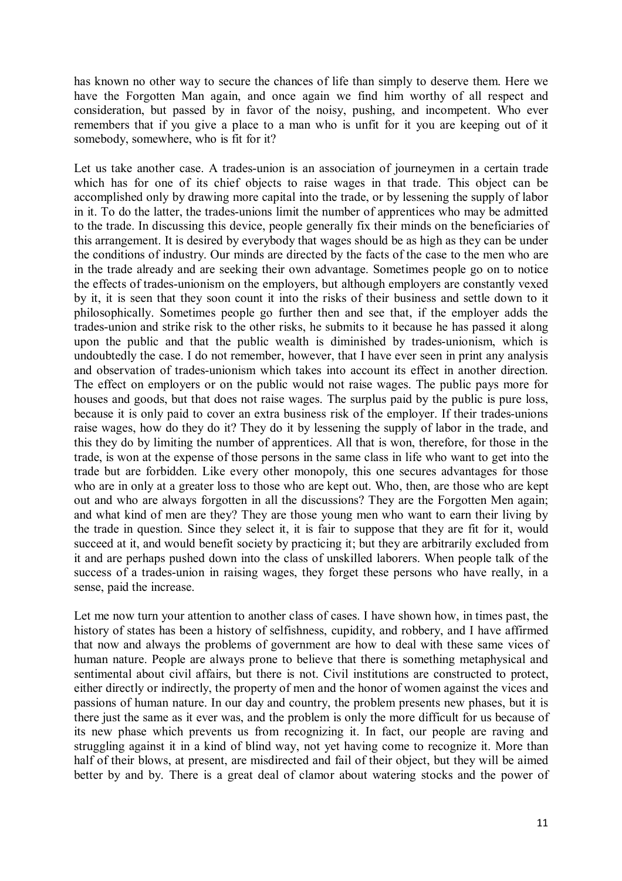has known no other way to secure the chances of life than simply to deserve them. Here we have the Forgotten Man again, and once again we find him worthy of all respect and consideration, but passed by in favor of the noisy, pushing, and incompetent. Who ever remembers that if you give a place to a man who is unfit for it you are keeping out of it somebody, somewhere, who is fit for it?

Let us take another case. A trades-union is an association of journeymen in a certain trade which has for one of its chief objects to raise wages in that trade. This object can be accomplished only by drawing more capital into the trade, or by lessening the supply of labor in it. To do the latter, the trades-unions limit the number of apprentices who may be admitted to the trade. In discussing this device, people generally fix their minds on the beneficiaries of this arrangement. It is desired by everybody that wages should be as high as they can be under the conditions of industry. Our minds are directed by the facts of the case to the men who are in the trade already and are seeking their own advantage. Sometimes people go on to notice the effects of trades-unionism on the employers, but although employers are constantly vexed by it, it is seen that they soon count it into the risks of their business and settle down to it philosophically. Sometimes people go further then and see that, if the employer adds the trades-union and strike risk to the other risks, he submits to it because he has passed it along upon the public and that the public wealth is diminished by trades-unionism, which is undoubtedly the case. I do not remember, however, that I have ever seen in print any analysis and observation of trades-unionism which takes into account its effect in another direction. The effect on employers or on the public would not raise wages. The public pays more for houses and goods, but that does not raise wages. The surplus paid by the public is pure loss, because it is only paid to cover an extra business risk of the employer. If their trades-unions raise wages, how do they do it? They do it by lessening the supply of labor in the trade, and this they do by limiting the number of apprentices. All that is won, therefore, for those in the trade, is won at the expense of those persons in the same class in life who want to get into the trade but are forbidden. Like every other monopoly, this one secures advantages for those who are in only at a greater loss to those who are kept out. Who, then, are those who are kept out and who are always forgotten in all the discussions? They are the Forgotten Men again; and what kind of men are they? They are those young men who want to earn their living by the trade in question. Since they select it, it is fair to suppose that they are fit for it, would succeed at it, and would benefit society by practicing it; but they are arbitrarily excluded from it and are perhaps pushed down into the class of unskilled laborers. When people talk of the success of a trades-union in raising wages, they forget these persons who have really, in a sense, paid the increase.

Let me now turn your attention to another class of cases. I have shown how, in times past, the history of states has been a history of selfishness, cupidity, and robbery, and I have affirmed that now and always the problems of government are how to deal with these same vices of human nature. People are always prone to believe that there is something metaphysical and sentimental about civil affairs, but there is not. Civil institutions are constructed to protect, either directly or indirectly, the property of men and the honor of women against the vices and passions of human nature. In our day and country, the problem presents new phases, but it is there just the same as it ever was, and the problem is only the more difficult for us because of its new phase which prevents us from recognizing it. In fact, our people are raving and struggling against it in a kind of blind way, not yet having come to recognize it. More than half of their blows, at present, are misdirected and fail of their object, but they will be aimed better by and by. There is a great deal of clamor about watering stocks and the power of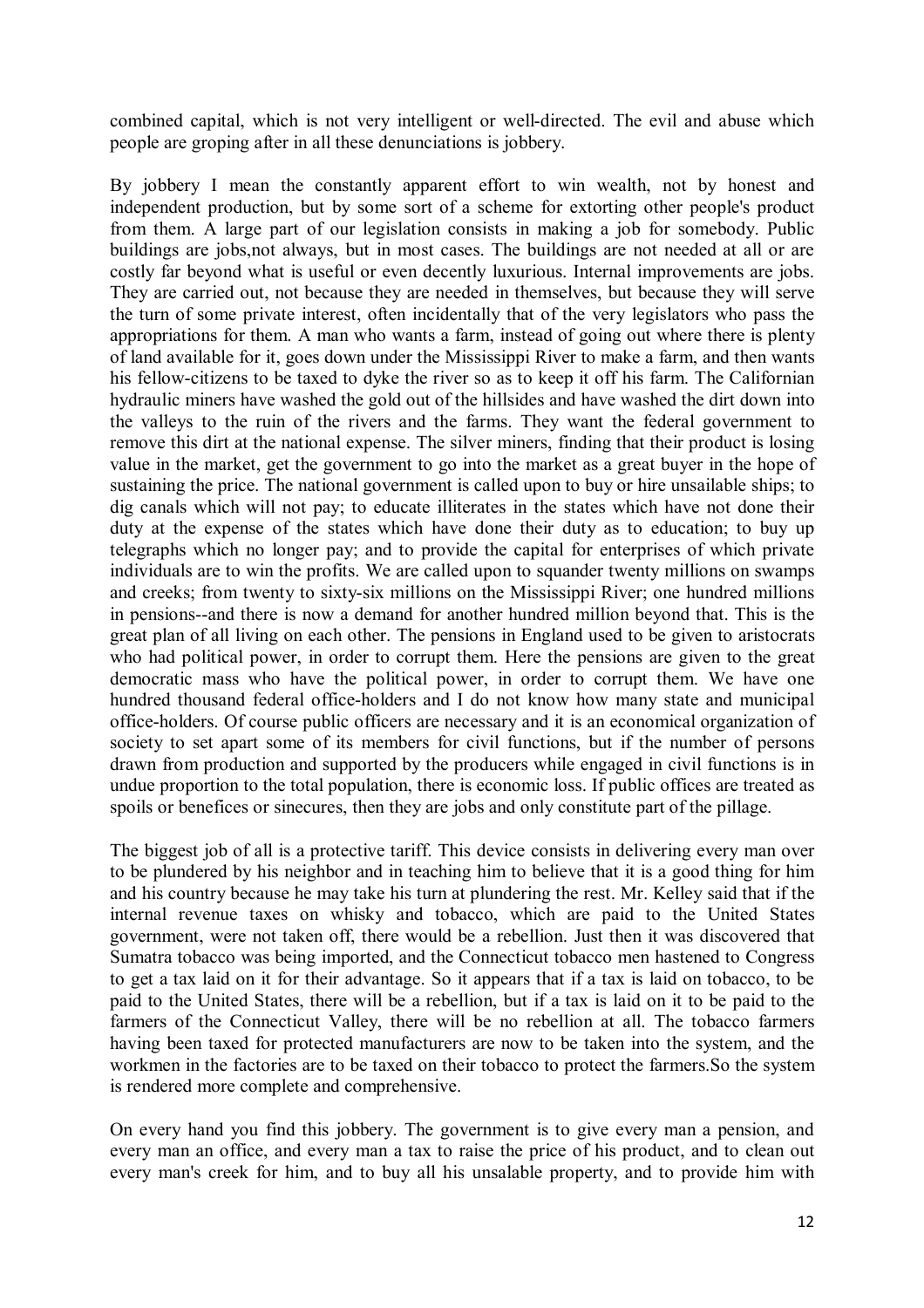combined capital, which is not very intelligent or well-directed. The evil and abuse which people are groping after in all these denunciations is jobbery.

By jobbery I mean the constantly apparent effort to win wealth, not by honest and independent production, but by some sort of a scheme for extorting other people's product from them. A large part of our legislation consists in making a job for somebody. Public buildings are jobs,not always, but in most cases. The buildings are not needed at all or are costly far beyond what is useful or even decently luxurious. Internal improvements are jobs. They are carried out, not because they are needed in themselves, but because they will serve the turn of some private interest, often incidentally that of the very legislators who pass the appropriations for them. A man who wants a farm, instead of going out where there is plenty of land available for it, goes down under the Mississippi River to make a farm, and then wants his fellow-citizens to be taxed to dyke the river so as to keep it off his farm. The Californian hydraulic miners have washed the gold out of the hillsides and have washed the dirt down into the valleys to the ruin of the rivers and the farms. They want the federal government to remove this dirt at the national expense. The silver miners, finding that their product is losing value in the market, get the government to go into the market as a great buyer in the hope of sustaining the price. The national government is called upon to buy or hire unsailable ships; to dig canals which will not pay; to educate illiterates in the states which have not done their duty at the expense of the states which have done their duty as to education; to buy up telegraphs which no longer pay; and to provide the capital for enterprises of which private individuals are to win the profits. We are called upon to squander twenty millions on swamps and creeks; from twenty to sixty-six millions on the Mississippi River; one hundred millions in pensions--and there is now a demand for another hundred million beyond that. This is the great plan of all living on each other. The pensions in England used to be given to aristocrats who had political power, in order to corrupt them. Here the pensions are given to the great democratic mass who have the political power, in order to corrupt them. We have one hundred thousand federal office-holders and I do not know how many state and municipal office-holders. Of course public officers are necessary and it is an economical organization of society to set apart some of its members for civil functions, but if the number of persons drawn from production and supported by the producers while engaged in civil functions is in undue proportion to the total population, there is economic loss. If public offices are treated as spoils or benefices or sinecures, then they are jobs and only constitute part of the pillage.

The biggest job of all is a protective tariff. This device consists in delivering every man over to be plundered by his neighbor and in teaching him to believe that it is a good thing for him and his country because he may take his turn at plundering the rest. Mr. Kelley said that if the internal revenue taxes on whisky and tobacco, which are paid to the United States government, were not taken off, there would be a rebellion. Just then it was discovered that Sumatra tobacco was being imported, and the Connecticut tobacco men hastened to Congress to get a tax laid on it for their advantage. So it appears that if a tax is laid on tobacco, to be paid to the United States, there will be a rebellion, but if a tax is laid on it to be paid to the farmers of the Connecticut Valley, there will be no rebellion at all. The tobacco farmers having been taxed for protected manufacturers are now to be taken into the system, and the workmen in the factories are to be taxed on their tobacco to protect the farmers.So the system is rendered more complete and comprehensive.

On every hand you find this jobbery. The government is to give every man a pension, and every man an office, and every man a tax to raise the price of his product, and to clean out every man's creek for him, and to buy all his unsalable property, and to provide him with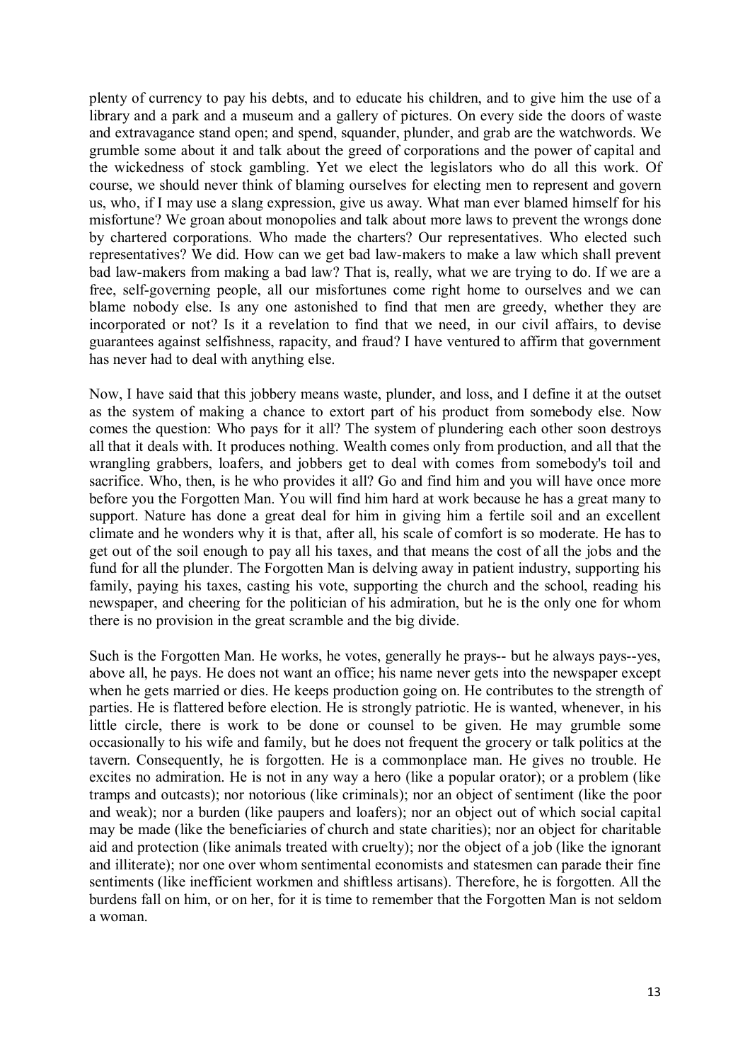plenty of currency to pay his debts, and to educate his children, and to give him the use of a library and a park and a museum and a gallery of pictures. On every side the doors of waste and extravagance stand open; and spend, squander, plunder, and grab are the watchwords. We grumble some about it and talk about the greed of corporations and the power of capital and the wickedness of stock gambling. Yet we elect the legislators who do all this work. Of course, we should never think of blaming ourselves for electing men to represent and govern us, who, if I may use a slang expression, give us away. What man ever blamed himself for his misfortune? We groan about monopolies and talk about more laws to prevent the wrongs done by chartered corporations. Who made the charters? Our representatives. Who elected such representatives? We did. How can we get bad law-makers to make a law which shall prevent bad law-makers from making a bad law? That is, really, what we are trying to do. If we are a free, self-governing people, all our misfortunes come right home to ourselves and we can blame nobody else. Is any one astonished to find that men are greedy, whether they are incorporated or not? Is it a revelation to find that we need, in our civil affairs, to devise guarantees against selfishness, rapacity, and fraud? I have ventured to affirm that government has never had to deal with anything else.

Now, I have said that this jobbery means waste, plunder, and loss, and I define it at the outset as the system of making a chance to extort part of his product from somebody else. Now comes the question: Who pays for it all? The system of plundering each other soon destroys all that it deals with. It produces nothing. Wealth comes only from production, and all that the wrangling grabbers, loafers, and jobbers get to deal with comes from somebody's toil and sacrifice. Who, then, is he who provides it all? Go and find him and you will have once more before you the Forgotten Man. You will find him hard at work because he has a great many to support. Nature has done a great deal for him in giving him a fertile soil and an excellent climate and he wonders why it is that, after all, his scale of comfort is so moderate. He has to get out of the soil enough to pay all his taxes, and that means the cost of all the jobs and the fund for all the plunder. The Forgotten Man is delving away in patient industry, supporting his family, paying his taxes, casting his vote, supporting the church and the school, reading his newspaper, and cheering for the politician of his admiration, but he is the only one for whom there is no provision in the great scramble and the big divide.

Such is the Forgotten Man. He works, he votes, generally he prays-- but he always pays--yes, above all, he pays. He does not want an office; his name never gets into the newspaper except when he gets married or dies. He keeps production going on. He contributes to the strength of parties. He is flattered before election. He is strongly patriotic. He is wanted, whenever, in his little circle, there is work to be done or counsel to be given. He may grumble some occasionally to his wife and family, but he does not frequent the grocery or talk politics at the tavern. Consequently, he is forgotten. He is a commonplace man. He gives no trouble. He excites no admiration. He is not in any way a hero (like a popular orator); or a problem (like tramps and outcasts); nor notorious (like criminals); nor an object of sentiment (like the poor and weak); nor a burden (like paupers and loafers); nor an object out of which social capital may be made (like the beneficiaries of church and state charities); nor an object for charitable aid and protection (like animals treated with cruelty); nor the object of a job (like the ignorant and illiterate); nor one over whom sentimental economists and statesmen can parade their fine sentiments (like inefficient workmen and shiftless artisans). Therefore, he is forgotten. All the burdens fall on him, or on her, for it is time to remember that the Forgotten Man is not seldom a woman.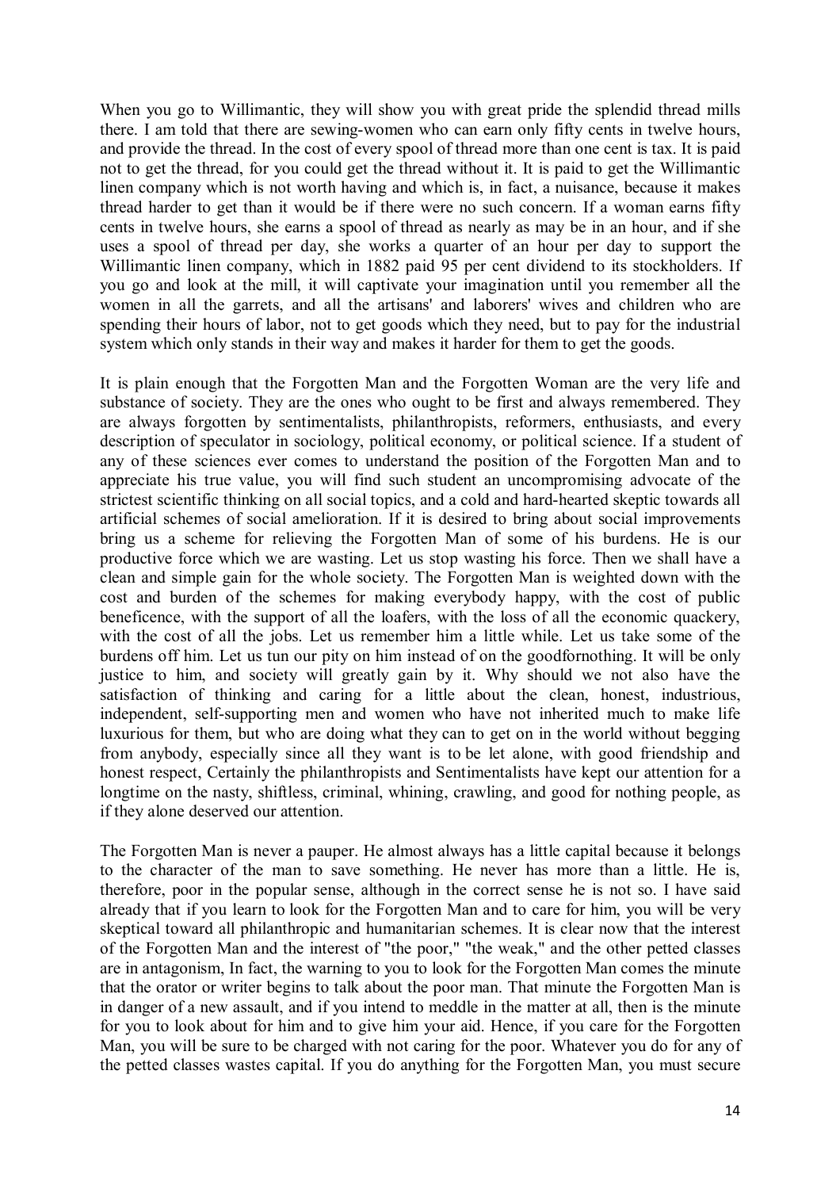When you go to Willimantic, they will show you with great pride the splendid thread mills there. I am told that there are sewing-women who can earn only fifty cents in twelve hours, and provide the thread. In the cost of every spool of thread more than one cent is tax. It is paid not to get the thread, for you could get the thread without it. It is paid to get the Willimantic linen company which is not worth having and which is, in fact, a nuisance, because it makes thread harder to get than it would be if there were no such concern. If a woman earns fifty cents in twelve hours, she earns a spool of thread as nearly as may be in an hour, and if she uses a spool of thread per day, she works a quarter of an hour per day to support the Willimantic linen company, which in 1882 paid 95 per cent dividend to its stockholders. If you go and look at the mill, it will captivate your imagination until you remember all the women in all the garrets, and all the artisans' and laborers' wives and children who are spending their hours of labor, not to get goods which they need, but to pay for the industrial system which only stands in their way and makes it harder for them to get the goods.

It is plain enough that the Forgotten Man and the Forgotten Woman are the very life and substance of society. They are the ones who ought to be first and always remembered. They are always forgotten by sentimentalists, philanthropists, reformers, enthusiasts, and every description of speculator in sociology, political economy, or political science. If a student of any of these sciences ever comes to understand the position of the Forgotten Man and to appreciate his true value, you will find such student an uncompromising advocate of the strictest scientific thinking on all social topics, and a cold and hard-hearted skeptic towards all artificial schemes of social amelioration. If it is desired to bring about social improvements bring us a scheme for relieving the Forgotten Man of some of his burdens. He is our productive force which we are wasting. Let us stop wasting his force. Then we shall have a clean and simple gain for the whole society. The Forgotten Man is weighted down with the cost and burden of the schemes for making everybody happy, with the cost of public beneficence, with the support of all the loafers, with the loss of all the economic quackery, with the cost of all the jobs. Let us remember him a little while. Let us take some of the burdens off him. Let us tun our pity on him instead of on the goodfornothing. It will be only justice to him, and society will greatly gain by it. Why should we not also have the satisfaction of thinking and caring for a little about the clean, honest, industrious, independent, self-supporting men and women who have not inherited much to make life luxurious for them, but who are doing what they can to get on in the world without begging from anybody, especially since all they want is to be let alone, with good friendship and honest respect, Certainly the philanthropists and Sentimentalists have kept our attention for a longtime on the nasty, shiftless, criminal, whining, crawling, and good for nothing people, as if they alone deserved our attention.

The Forgotten Man is never a pauper. He almost always has a little capital because it belongs to the character of the man to save something. He never has more than a little. He is, therefore, poor in the popular sense, although in the correct sense he is not so. I have said already that if you learn to look for the Forgotten Man and to care for him, you will be very skeptical toward all philanthropic and humanitarian schemes. It is clear now that the interest of the Forgotten Man and the interest of "the poor," "the weak," and the other petted classes are in antagonism, In fact, the warning to you to look for the Forgotten Man comes the minute that the orator or writer begins to talk about the poor man. That minute the Forgotten Man is in danger of a new assault, and if you intend to meddle in the matter at all, then is the minute for you to look about for him and to give him your aid. Hence, if you care for the Forgotten Man, you will be sure to be charged with not caring for the poor. Whatever you do for any of the petted classes wastes capital. If you do anything for the Forgotten Man, you must secure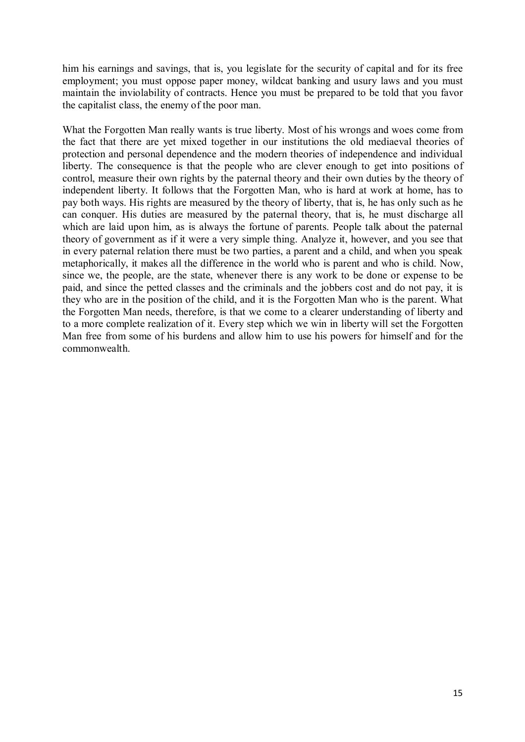him his earnings and savings, that is, you legislate for the security of capital and for its free employment; you must oppose paper money, wildcat banking and usury laws and you must maintain the inviolability of contracts. Hence you must be prepared to be told that you favor the capitalist class, the enemy of the poor man.

What the Forgotten Man really wants is true liberty. Most of his wrongs and woes come from the fact that there are yet mixed together in our institutions the old mediaeval theories of protection and personal dependence and the modern theories of independence and individual liberty. The consequence is that the people who are clever enough to get into positions of control, measure their own rights by the paternal theory and their own duties by the theory of independent liberty. It follows that the Forgotten Man, who is hard at work at home, has to pay both ways. His rights are measured by the theory of liberty, that is, he has only such as he can conquer. His duties are measured by the paternal theory, that is, he must discharge all which are laid upon him, as is always the fortune of parents. People talk about the paternal theory of government as if it were a very simple thing. Analyze it, however, and you see that in every paternal relation there must be two parties, a parent and a child, and when you speak metaphorically, it makes all the difference in the world who is parent and who is child. Now, since we, the people, are the state, whenever there is any work to be done or expense to be paid, and since the petted classes and the criminals and the jobbers cost and do not pay, it is they who are in the position of the child, and it is the Forgotten Man who is the parent. What the Forgotten Man needs, therefore, is that we come to a clearer understanding of liberty and to a more complete realization of it. Every step which we win in liberty will set the Forgotten Man free from some of his burdens and allow him to use his powers for himself and for the commonwealth.